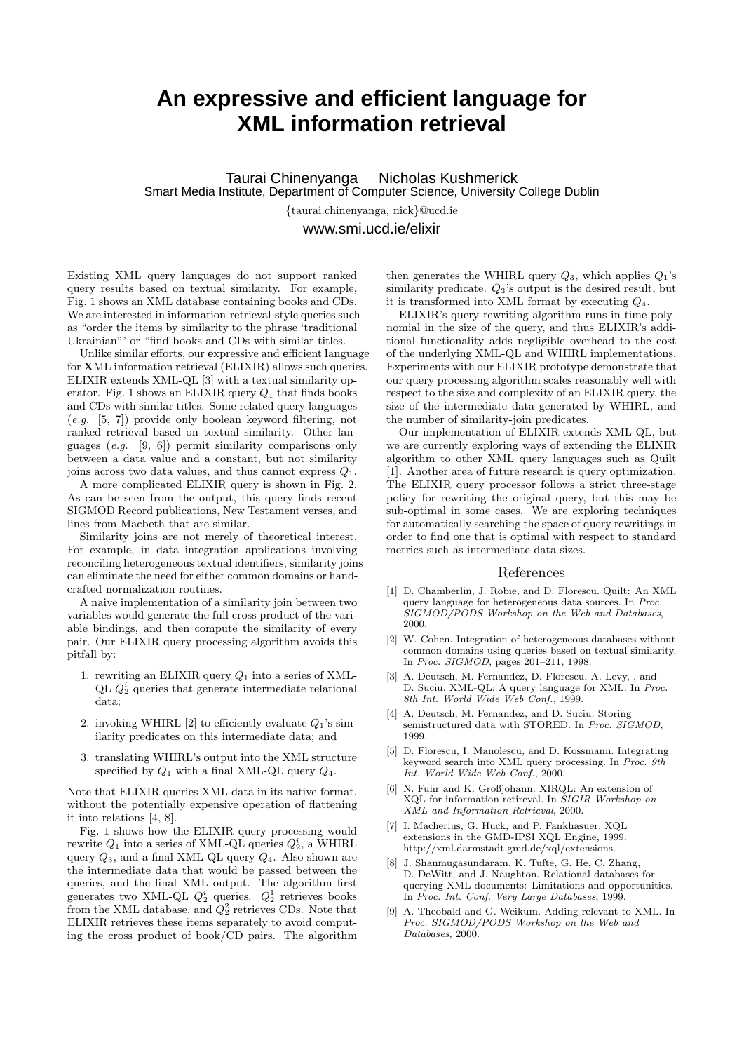# An expressive and efficient language for XML information retrieval

Taurai Chinenyanga Nicholas Kushmerick
Smart Media Institute, Department of Computer Science, University College Dublin

{taurai.chinenyanga, nick}@ucd.ie

www.smi.ucd.ie/elixir

Existing XML query languages do not support ranked query results based on textual similarity. For example, Fig. 1 shows an XML database containing books and CDs. We are interested in information-retrieval-style queries such as "order the items by similarity to the phrase 'traditional Ukrainian"' or "find books and CDs with similar titles.

Unlike similar efforts, our **e**xpressive and efficient **l**anguage for **X**ML **i**nformation **r**etrieval (ELIXIR) allows such queries. ELIXIR extends XML-QL [3] with a textual similarity operator. Fig. 1 shows an ELIXIR query $Q_1$ that finds books and CDs with similar titles. Some related query languages (*e.g.* [5, 7]) provide only boolean keyword filtering, not ranked retrieval based on textual similarity. Other languages (*e.g.* [9, 6]) permit similarity comparisons only between a data value and a constant, but not similarity joins across two data values, and thus cannot express $Q_1$.

A more complicated ELIXIR query is shown in Fig. 2. As can be seen from the output, this query finds recent SIGMOD Record publications, New Testament verses, and lines from Macbeth that are similar.

Similarity joins are not merely of theoretical interest. For example, in data integration applications involving reconciling heterogeneous textual identifiers, similarity joins can eliminate the need for either common domains or hand-crafted normalization routines.

A naive implementation of a similarity join between two variables would generate the full cross product of the variable bindings, and then compute the similarity of every pair. Our ELIXIR query processing algorithm avoids this pitfall by:

1. rewriting an ELIXIR query $Q_1$ into a series of XML-QL $Q_2^i$ queries that generate intermediate relational data;
2. invoking WHIRL [2] to efficiently evaluate $Q_1$'s similarity predicates on this intermediate data; and
3. translating WHIRL's output into the XML structure specified by $Q_1$ with a final XML-QL query $Q_4$.

Note that ELIXIR queries XML data in its native format, without the potentially expensive operation of flattening it into relations [4, 8].

Fig. 1 shows how the ELIXIR query processing would rewrite $Q_1$ into a series of XML-QL queries $Q_2^i$, a WHIRL query $Q_3$, and a final XML-QL query $Q_4$. Also shown are the intermediate data that would be passed between the queries, and the final XML output. The algorithm first generates two XML-QL $Q_2^i$ queries. $Q_2^1$ retrieves books from the XML database, and $Q_2^2$ retrieves CDs. Note that ELIXIR retrieves these items separately to avoid computing the cross product of book/CD pairs. The algorithm then generates the WHIRL query $Q_3$, which applies $Q_1$'s similarity predicate. $Q_3$'s output is the desired result, but it is transformed into XML format by executing $Q_4$.

ELIXIR's query rewriting algorithm runs in time polynomial in the size of the query, and thus ELIXIR's additional functionality adds negligible overhead to the cost of the underlying XML-QL and WHIRL implementations. Experiments with our ELIXIR prototype demonstrate that our query processing algorithm scales reasonably well with respect to the size and complexity of an ELIXIR query, the size of the intermediate data generated by WHIRL, and the number of similarity-join predicates.

Our implementation of ELIXIR extends XML-QL, but we are currently exploring ways of extending the ELIXIR algorithm to other XML query languages such as Quilt [1]. Another area of future research is query optimization. The ELIXIR query processor follows a strict three-stage policy for rewriting the original query, but this may be sub-optimal in some cases. We are exploring techniques for automatically searching the space of query rewritings in order to find one that is optimal with respect to standard metrics such as intermediate data sizes.

## References

[1] D. Chamberlin, J. Robie, and D. Florescu. Quilt: An XML query language for heterogeneous data sources. In *Proc. SIGMOD/PODS Workshop on the Web and Databases*, 2000.

[2] W. Cohen. Integration of heterogeneous databases without common domains using queries based on textual similarity. In *Proc. SIGMOD*, pages 201–211, 1998.

[3] A. Deutsch, M. Fernandez, D. Florescu, A. Levy, , and D. Suciu. XML-QL: A query language for XML. In *Proc. 8th Int. World Wide Web Conf.*, 1999.

[4] A. Deutsch, M. Fernandez, and D. Suciu. Storing semistructured data with STORED. In *Proc. SIGMOD*, 1999.

[5] D. Florescu, I. Manolescu, and D. Kossmann. Integrating keyword search into XML query processing. In *Proc. 9th Int. World Wide Web Conf.*, 2000.

[6] N. Fuhr and K. Großjohann. XIRQL: An extension of XQL for information retrieval. In *SIGIR Workshop on XML and Information Retrieval*, 2000.

[7] I. Macherius, G. Huck, and P. Fankhasuer. XQL extensions in the GMD-IPSI XQL Engine, 1999. http://xml.darmstadt.gmd.de/xql/extensions.

[8] J. Shanmugasundaram, K. Tufte, G. He, C. Zhang, D. DeWitt, and J. Naughton. Relational databases for querying XML documents: Limitations and opportunities. In *Proc. Int. Conf. Very Large Databases*, 1999.

[9] A. Theobald and G. Weikum. Adding relevant to XML. In *Proc. SIGMOD/PODS Workshop on the Web and Databases*, 2000.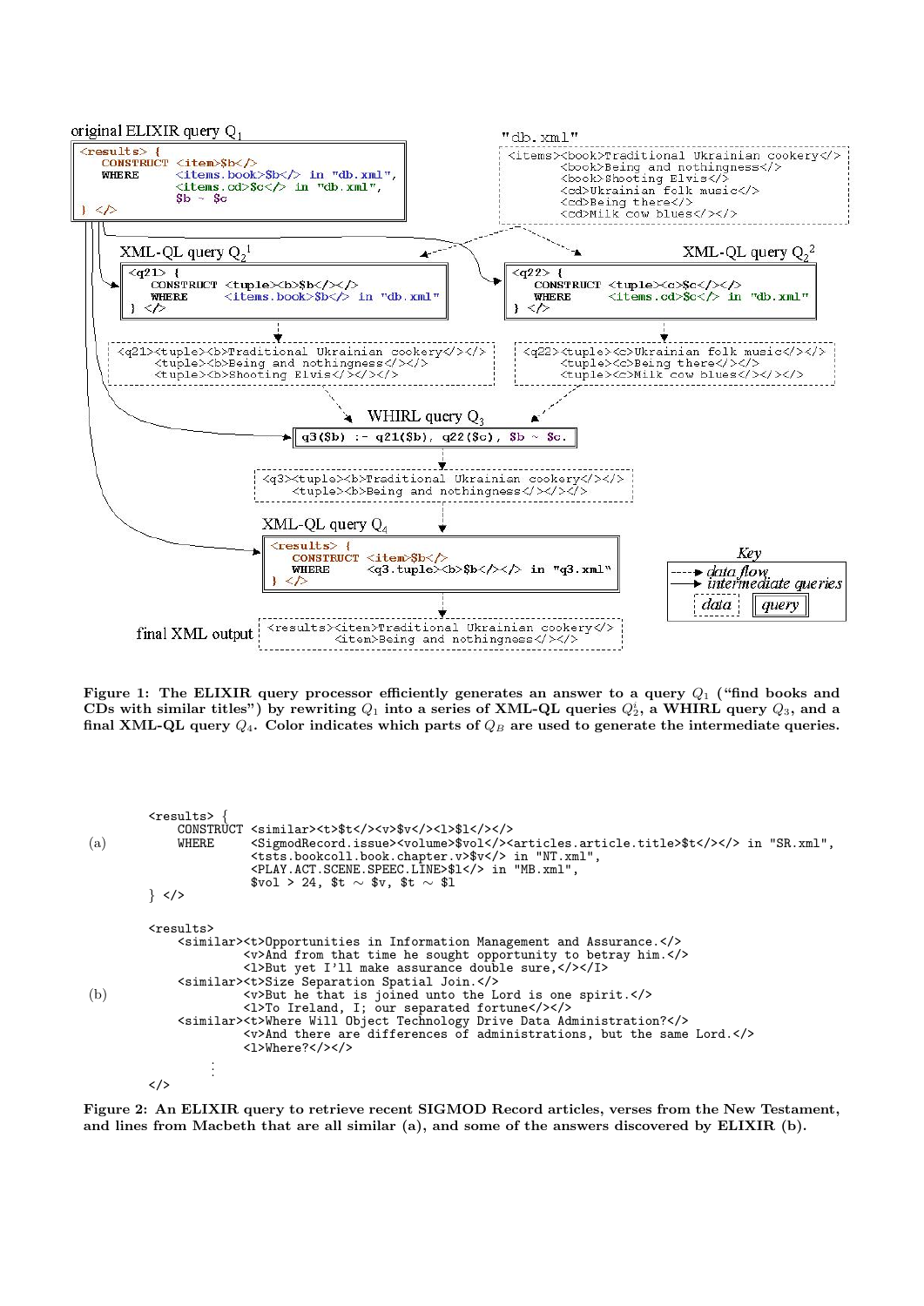original ELIXIR query $Q_1$

```
<results> {
   CONSTRUCT  <item>$b</>
   WHERE      <items.book>$b</> in "db.xml",
              <items.cd>$c</> in "db.xml",
              $b ~ $c
} </>
```

"db.xml"

```
<items><book>Traditional Ukrainian cookery</>
       <book>Being and nothingness</>
       <book>Shooting Elvis</>
       <cd>Ukrainian folk music</>
       <cd>Being there</>
       <cd>Milk cow blues</></>
```

XML-QL query $Q_2^1$

```
<q21> {
   CONSTRUCT  <tuple><b>$b</></>
   WHERE      <items.book>$b</> in "db.xml"
} </>
```

XML-QL query $Q_2^2$

```
<q22> {
   CONSTRUCT  <tuple><c>$c</></>
   WHERE      <items.cd>$c</> in "db.xml"
} </>
```

```
<q21><tuple><b>Traditional Ukrainian cookery</></>
     <tuple><b>Being and nothingness</></>
     <tuple><b>Shooting Elvis</></></>
```

```
<q22><tuple><c>Ukrainian folk music</></>
     <tuple><c>Being there</></>
     <tuple><c>Milk cow blues</></></>
```

WHIRL query $Q_3$

```
q3($b) :- q21($b), q22($c), $b ~ $c.
```

```
<q3><tuple><b>Traditional Ukrainian cookery</></>
    <tuple><b>Being and nothingness</></></>
```

XML-QL query $Q_4$

```
<results> {
   CONSTRUCT  <item>$b</>
   WHERE      <q3.tuple><b>$b</></> in "q3.xml"
} </>
```

final XML output

```
<results><item>Traditional Ukrainian cookery</>
         <item>Being and nothingness</></>
```

Key: data flow; intermediate queries; data; query

**Figure 1: The ELIXIR query processor efficiently generates an answer to a query $Q_1$ ("find books and CDs with similar titles") by rewriting $Q_1$ into a series of XML-QL queries $Q_2^i$, a WHIRL query $Q_3$, and a final XML-QL query $Q_4$. Color indicates which parts of $Q_B$ are used to generate the intermediate queries.**

(a)

```
<results> {
    CONSTRUCT <similar><t>$t</><v>$v</><l>$l</></>
    WHERE     <SigmodRecord.issue><volume>$vol</><articles.article.title>$t</></> in "SR.xml",
              <tsts.bookcoll.book.chapter.v>$v</> in "NT.xml",
              <PLAY.ACT.SCENE.SPEEC.LINE>$l</> in "MB.xml",
              $vol > 24, $t ~ $v, $t ~ $l
} </>
```

(b)

```
<results>
    <similar><t>Opportunities in Information Management and Assurance.</>
             <v>And from that time he sought opportunity to betray him.</>
             <l>But yet I'll make assurance double sure,</></>
    <similar><t>Size Separation Spatial Join.</>
             <v>But he that is joined unto the Lord is one spirit.</>
             <l>To Ireland, I; our separated fortune</></>
    <similar><t>Where Will Object Technology Drive Data Administration?</>
             <v>And there are differences of administrations, but the same Lord.</>
             <l>Where?</></>
          ⋮
</>
```

**Figure 2: An ELIXIR query to retrieve recent SIGMOD Record articles, verses from the New Testament, and lines from Macbeth that are all similar (a), and some of the answers discovered by ELIXIR (b).**